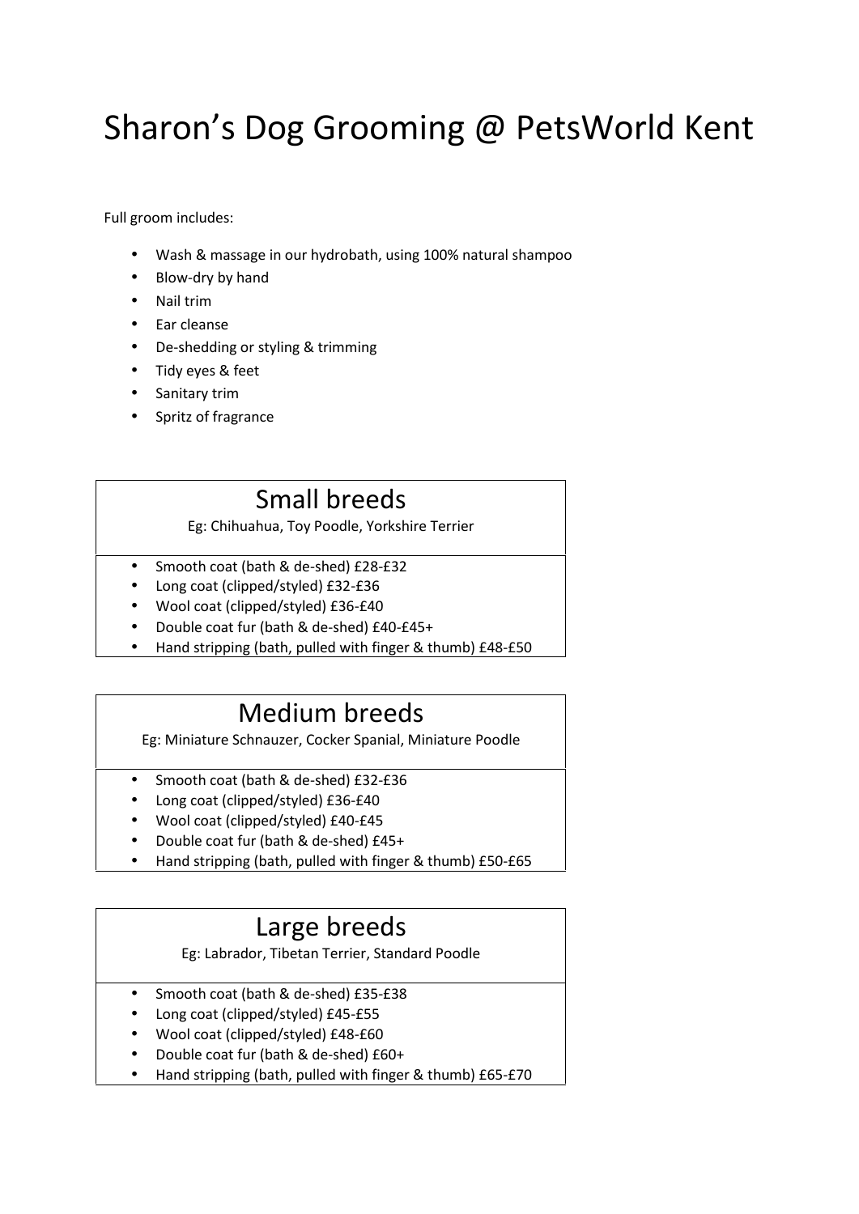# Sharon's Dog Grooming @ PetsWorld Kent

Full groom includes:

- Wash & massage in our hydrobath, using 100% natural shampoo
- Blow-dry by hand
- Nail trim
- Ear cleanse
- De-shedding or styling & trimming
- Tidy eyes & feet
- Sanitary trim
- Spritz of fragrance

## Small breeds

Eg: Chihuahua, Toy Poodle, Yorkshire Terrier

- Smooth coat (bath & de-shed) £28-£32
- Long coat (clipped/styled) £32-£36
- Wool coat (clipped/styled) £36-£40
- Double coat fur (bath & de-shed) £40-£45+
- Hand stripping (bath, pulled with finger & thumb) £48-£50

## Medium breeds

Eg: Miniature Schnauzer, Cocker Spanial, Miniature Poodle

- Smooth coat (bath & de-shed) £32-£36
- Long coat (clipped/styled) £36-£40
- Wool coat (clipped/styled) £40-£45
- Double coat fur (bath & de-shed) £45+
- Hand stripping (bath, pulled with finger & thumb) £50-£65

## Large breeds

Eg: Labrador, Tibetan Terrier, Standard Poodle

- Smooth coat (bath & de-shed) £35-£38
- Long coat (clipped/styled) £45-£55
- Wool coat (clipped/styled) £48-£60
- Double coat fur (bath & de-shed) £60+
- Hand stripping (bath, pulled with finger & thumb) £65-£70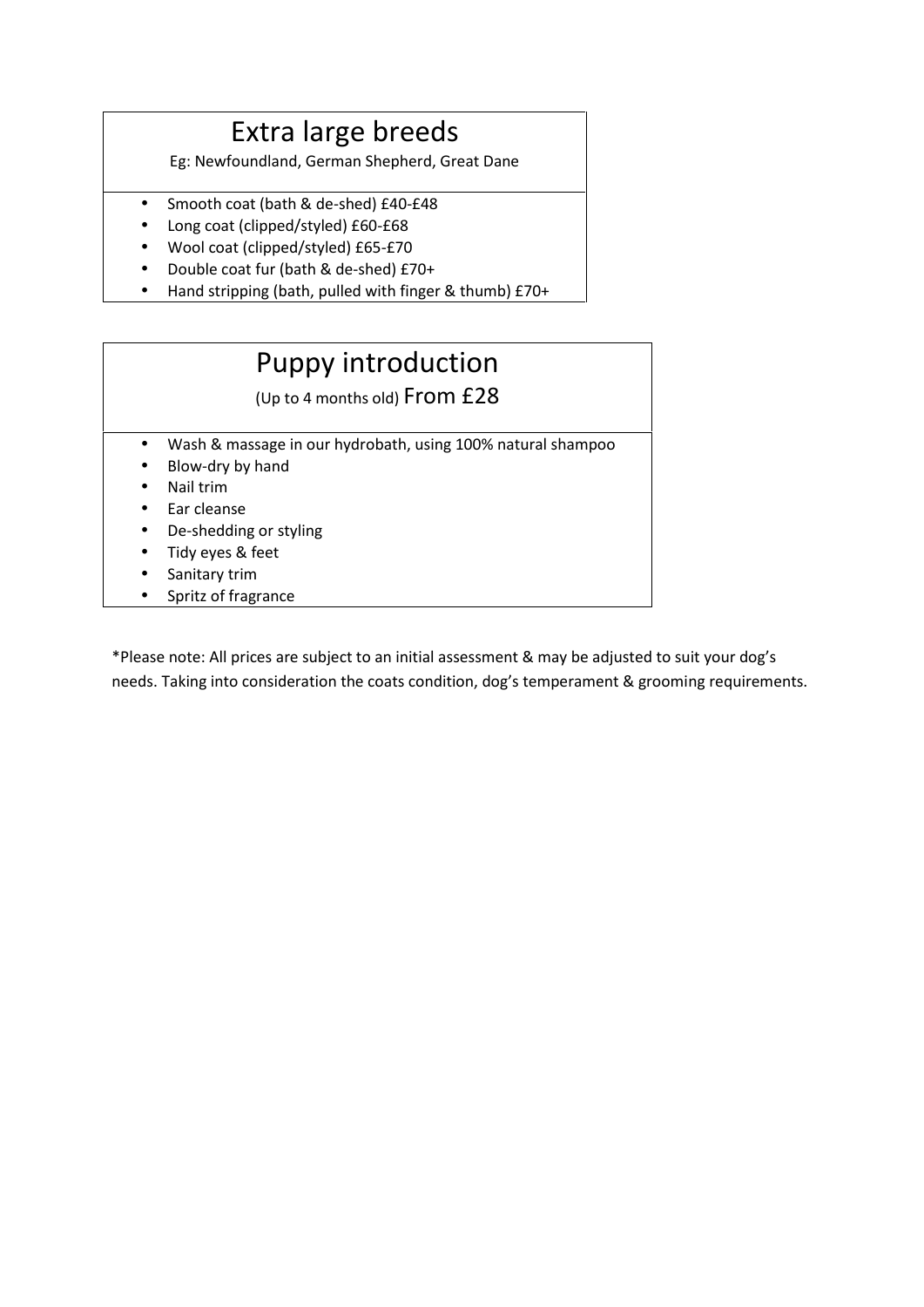## Extra large breeds

Eg: Newfoundland, German Shepherd, Great Dane

- Smooth coat (bath & de-shed) £40-£48
- Long coat (clipped/styled) £60-£68
- Wool coat (clipped/styled) £65-£70
- Double coat fur (bath & de-shed) £70+
- Hand stripping (bath, pulled with finger & thumb) £70+

## Puppy introduction

(Up to 4 months old) From £28

- Wash & massage in our hydrobath, using 100% natural shampoo
- Blow-dry by hand
- Nail trim
- Ear cleanse
- De-shedding or styling
- Tidy eyes & feet
- Sanitary trim
- Spritz of fragrance

*Please note: All prices are subject to an initial assessment & may be adjusted to suit your dog's needs. Taking into consideration the coats condition, dog's temperament & grooming requirements.